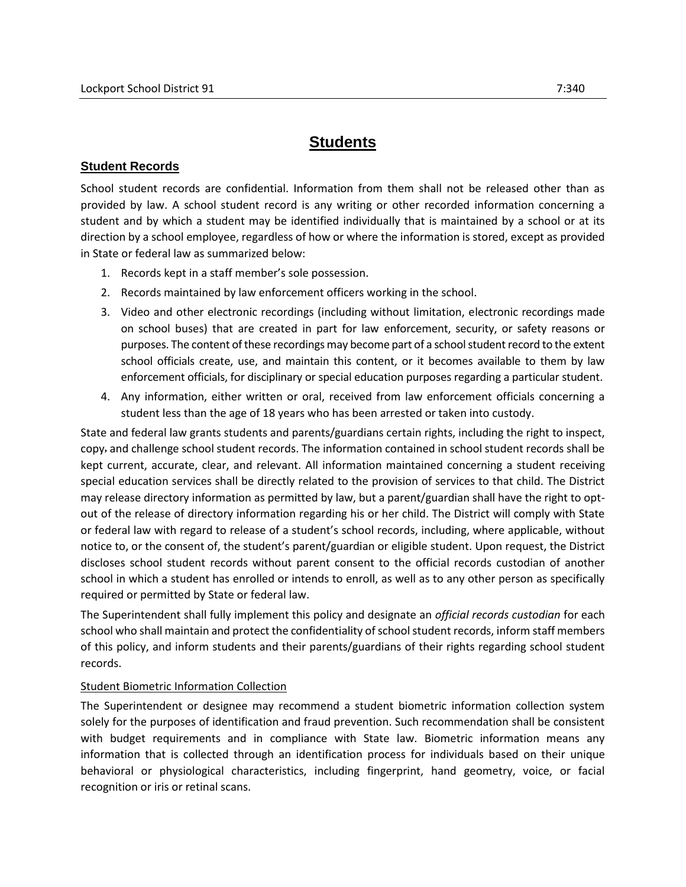# Students

## Student Records

School student records are confidential. Information from them shall not be released other than as provided by law. A school student record is any writing or other recorded information concerning a student and by which a student may be identified individually that is maintained by a school or at its direction by a school employee, regardless of how or where the information is stored, except as provided in State or federal law as summarized below:

1. Records kept in a staff member's sole possession.
2. Records maintained by law enforcement officers working in the school.
3. Video and other electronic recordings (including without limitation, electronic recordings made on school buses) that are created in part for law enforcement, security, or safety reasons or purposes. The content of these recordings may become part of a school student record to the extent school officials create, use, and maintain this content, or it becomes available to them by law enforcement officials, for disciplinary or special education purposes regarding a particular student.
4. Any information, either written or oral, received from law enforcement officials concerning a student less than the age of 18 years who has been arrested or taken into custody.

State and federal law grants students and parents/guardians certain rights, including the right to inspect, copy, and challenge school student records. The information contained in school student records shall be kept current, accurate, clear, and relevant. All information maintained concerning a student receiving special education services shall be directly related to the provision of services to that child. The District may release directory information as permitted by law, but a parent/guardian shall have the right to opt-out of the release of directory information regarding his or her child. The District will comply with State or federal law with regard to release of a student's school records, including, where applicable, without notice to, or the consent of, the student's parent/guardian or eligible student. Upon request, the District discloses school student records without parent consent to the official records custodian of another school in which a student has enrolled or intends to enroll, as well as to any other person as specifically required or permitted by State or federal law.

The Superintendent shall fully implement this policy and designate an *official records custodian* for each school who shall maintain and protect the confidentiality of school student records, inform staff members of this policy, and inform students and their parents/guardians of their rights regarding school student records.

### Student Biometric Information Collection

The Superintendent or designee may recommend a student biometric information collection system solely for the purposes of identification and fraud prevention. Such recommendation shall be consistent with budget requirements and in compliance with State law. Biometric information means any information that is collected through an identification process for individuals based on their unique behavioral or physiological characteristics, including fingerprint, hand geometry, voice, or facial recognition or iris or retinal scans.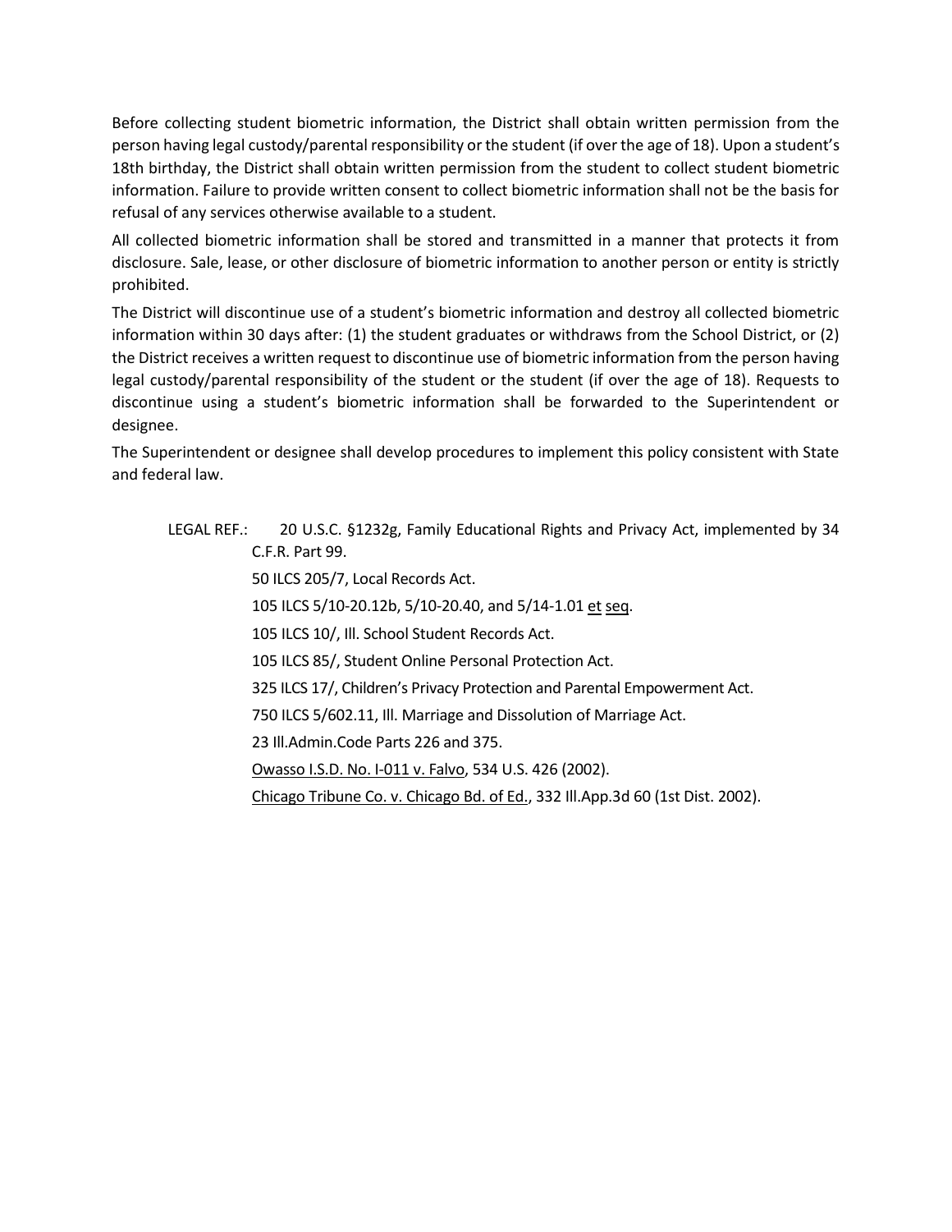Before collecting student biometric information, the District shall obtain written permission from the person having legal custody/parental responsibility or the student (if over the age of 18). Upon a student's 18th birthday, the District shall obtain written permission from the student to collect student biometric information. Failure to provide written consent to collect biometric information shall not be the basis for refusal of any services otherwise available to a student.

All collected biometric information shall be stored and transmitted in a manner that protects it from disclosure. Sale, lease, or other disclosure of biometric information to another person or entity is strictly prohibited.

The District will discontinue use of a student's biometric information and destroy all collected biometric information within 30 days after: (1) the student graduates or withdraws from the School District, or (2) the District receives a written request to discontinue use of biometric information from the person having legal custody/parental responsibility of the student or the student (if over the age of 18). Requests to discontinue using a student's biometric information shall be forwarded to the Superintendent or designee.

The Superintendent or designee shall develop procedures to implement this policy consistent with State and federal law.

LEGAL REF.: 20 U.S.C. §1232g, Family Educational Rights and Privacy Act, implemented by 34 C.F.R. Part 99.

50 ILCS 205/7, Local Records Act.

105 ILCS 5/10-20.12b, 5/10-20.40, and 5/14-1.01 et seq.

105 ILCS 10/, Ill. School Student Records Act.

105 ILCS 85/, Student Online Personal Protection Act.

325 ILCS 17/, Children's Privacy Protection and Parental Empowerment Act.

750 ILCS 5/602.11, Ill. Marriage and Dissolution of Marriage Act.

23 Ill.Admin.Code Parts 226 and 375.

Owasso I.S.D. No. I-011 v. Falvo, 534 U.S. 426 (2002).

Chicago Tribune Co. v. Chicago Bd. of Ed., 332 Ill.App.3d 60 (1st Dist. 2002).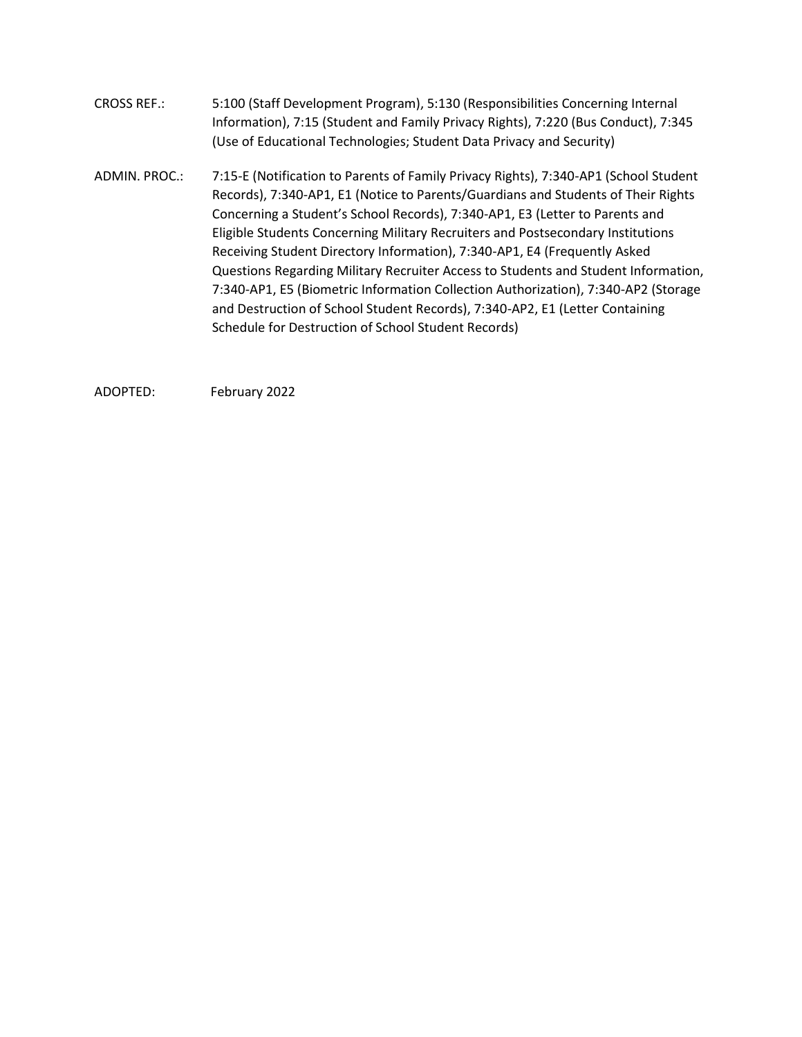CROSS REF.: 5:100 (Staff Development Program), 5:130 (Responsibilities Concerning Internal Information), 7:15 (Student and Family Privacy Rights), 7:220 (Bus Conduct), 7:345 (Use of Educational Technologies; Student Data Privacy and Security)

ADMIN. PROC.: 7:15-E (Notification to Parents of Family Privacy Rights), 7:340-AP1 (School Student Records), 7:340-AP1, E1 (Notice to Parents/Guardians and Students of Their Rights Concerning a Student's School Records), 7:340-AP1, E3 (Letter to Parents and Eligible Students Concerning Military Recruiters and Postsecondary Institutions Receiving Student Directory Information), 7:340-AP1, E4 (Frequently Asked Questions Regarding Military Recruiter Access to Students and Student Information, 7:340-AP1, E5 (Biometric Information Collection Authorization), 7:340-AP2 (Storage and Destruction of School Student Records), 7:340-AP2, E1 (Letter Containing Schedule for Destruction of School Student Records)

ADOPTED: February 2022